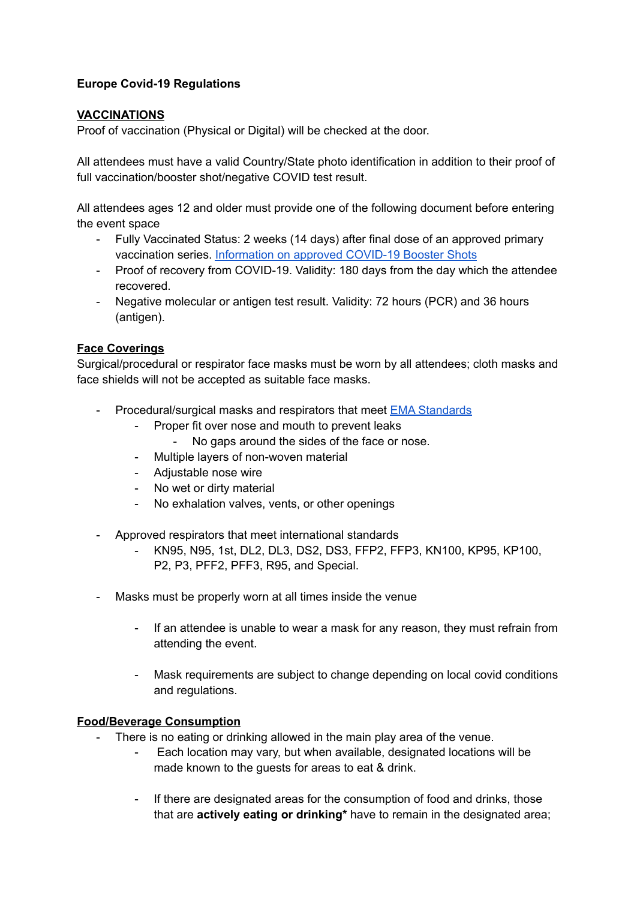**Europe Covid-19 Regulations**

**VACCINATIONS**

Proof of vaccination (Physical or Digital) will be checked at the door.

All attendees must have a valid Country/State photo identification in addition to their proof of full vaccination/booster shot/negative COVID test result.

All attendees ages 12 and older must provide one of the following document before entering the event space

- Fully Vaccinated Status: 2 weeks (14 days) after final dose of an approved primary vaccination series. [Information on approved COVID-19 Booster Shots]()
- Proof of recovery from COVID-19. Validity: 180 days from the day which the attendee recovered.
- Negative molecular or antigen test result. Validity: 72 hours (PCR) and 36 hours (antigen).

**Face Coverings**

Surgical/procedural or respirator face masks must be worn by all attendees; cloth masks and face shields will not be accepted as suitable face masks.

- Procedural/surgical masks and respirators that meet [EMA Standards]()
  - Proper fit over nose and mouth to prevent leaks
    - No gaps around the sides of the face or nose.
  - Multiple layers of non-woven material
  - Adjustable nose wire
  - No wet or dirty material
  - No exhalation valves, vents, or other openings

- Approved respirators that meet international standards
  - KN95, N95, 1st, DL2, DL3, DS2, DS3, FFP2, FFP3, KN100, KP95, KP100, P2, P3, PFF2, PFF3, R95, and Special.

- Masks must be properly worn at all times inside the venue

  - If an attendee is unable to wear a mask for any reason, they must refrain from attending the event.

  - Mask requirements are subject to change depending on local covid conditions and regulations.

**Food/Beverage Consumption**

- There is no eating or drinking allowed in the main play area of the venue.
  - Each location may vary, but when available, designated locations will be made known to the guests for areas to eat & drink.

  - If there are designated areas for the consumption of food and drinks, those that are **actively eating or drinking*** have to remain in the designated area;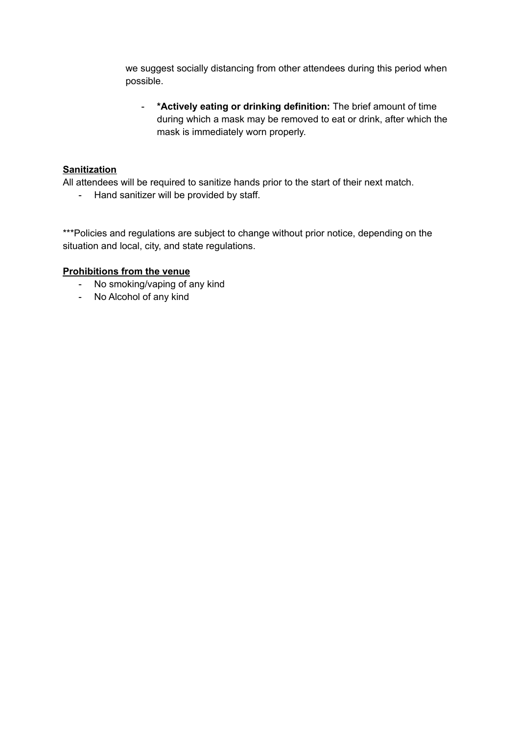we suggest socially distancing from other attendees during this period when possible.

- ***Actively eating or drinking definition:** The brief amount of time during which a mask may be removed to eat or drink, after which the mask is immediately worn properly.

**Sanitization**

All attendees will be required to sanitize hands prior to the start of their next match.

- Hand sanitizer will be provided by staff.

***Policies and regulations are subject to change without prior notice, depending on the situation and local, city, and state regulations.

**Prohibitions from the venue**

- No smoking/vaping of any kind
- No Alcohol of any kind